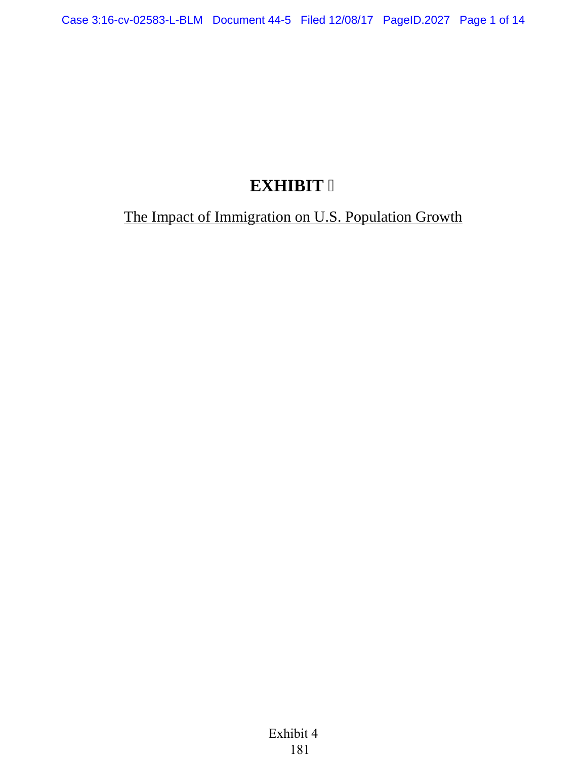# EXHIBIT 

The Impact of Immigration on U.S. Population Growth

Exhibit 4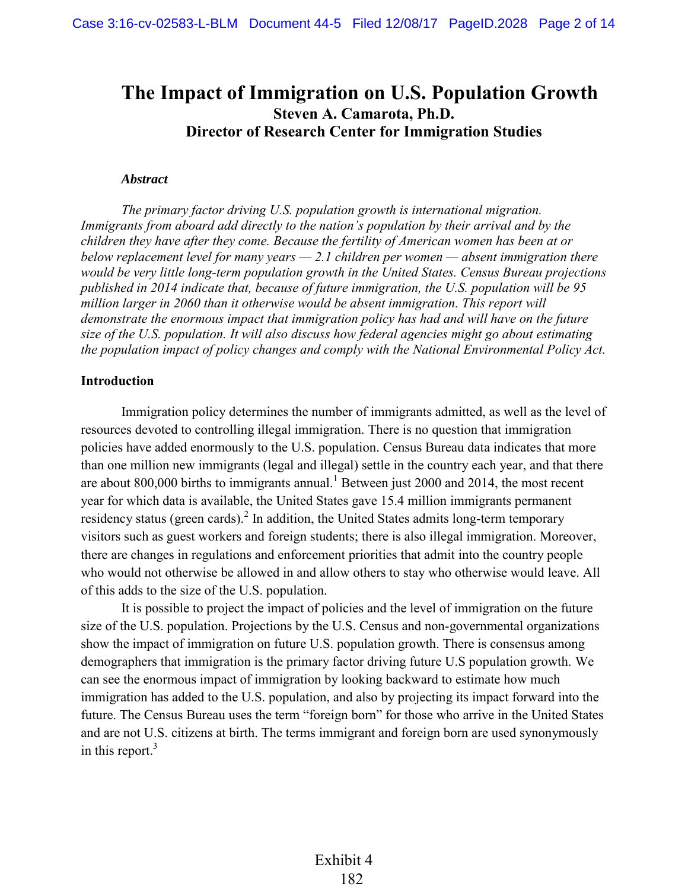# The Impact of Immigration on U.S. Population Growth

**Steven A. Camarota, Ph.D.**
**Director of Research Center for Immigration Studies**

***Abstract***

*The primary factor driving U.S. population growth is international migration. Immigrants from aboard add directly to the nation's population by their arrival and by the children they have after they come. Because the fertility of American women has been at or below replacement level for many years — 2.1 children per women — absent immigration there would be very little long-term population growth in the United States. Census Bureau projections published in 2014 indicate that, because of future immigration, the U.S. population will be 95 million larger in 2060 than it otherwise would be absent immigration. This report will demonstrate the enormous impact that immigration policy has had and will have on the future size of the U.S. population. It will also discuss how federal agencies might go about estimating the population impact of policy changes and comply with the National Environmental Policy Act.*

**Introduction**

Immigration policy determines the number of immigrants admitted, as well as the level of resources devoted to controlling illegal immigration. There is no question that immigration policies have added enormously to the U.S. population. Census Bureau data indicates that more than one million new immigrants (legal and illegal) settle in the country each year, and that there are about 800,000 births to immigrants annual.[1] Between just 2000 and 2014, the most recent year for which data is available, the United States gave 15.4 million immigrants permanent residency status (green cards).[2] In addition, the United States admits long-term temporary visitors such as guest workers and foreign students; there is also illegal immigration. Moreover, there are changes in regulations and enforcement priorities that admit into the country people who would not otherwise be allowed in and allow others to stay who otherwise would leave. All of this adds to the size of the U.S. population.

It is possible to project the impact of policies and the level of immigration on the future size of the U.S. population. Projections by the U.S. Census and non-governmental organizations show the impact of immigration on future U.S. population growth. There is consensus among demographers that immigration is the primary factor driving future U.S population growth. We can see the enormous impact of immigration by looking backward to estimate how much immigration has added to the U.S. population, and also by projecting its impact forward into the future. The Census Bureau uses the term "foreign born" for those who arrive in the United States and are not U.S. citizens at birth. The terms immigrant and foreign born are used synonymously in this report.[3]

Exhibit 4
182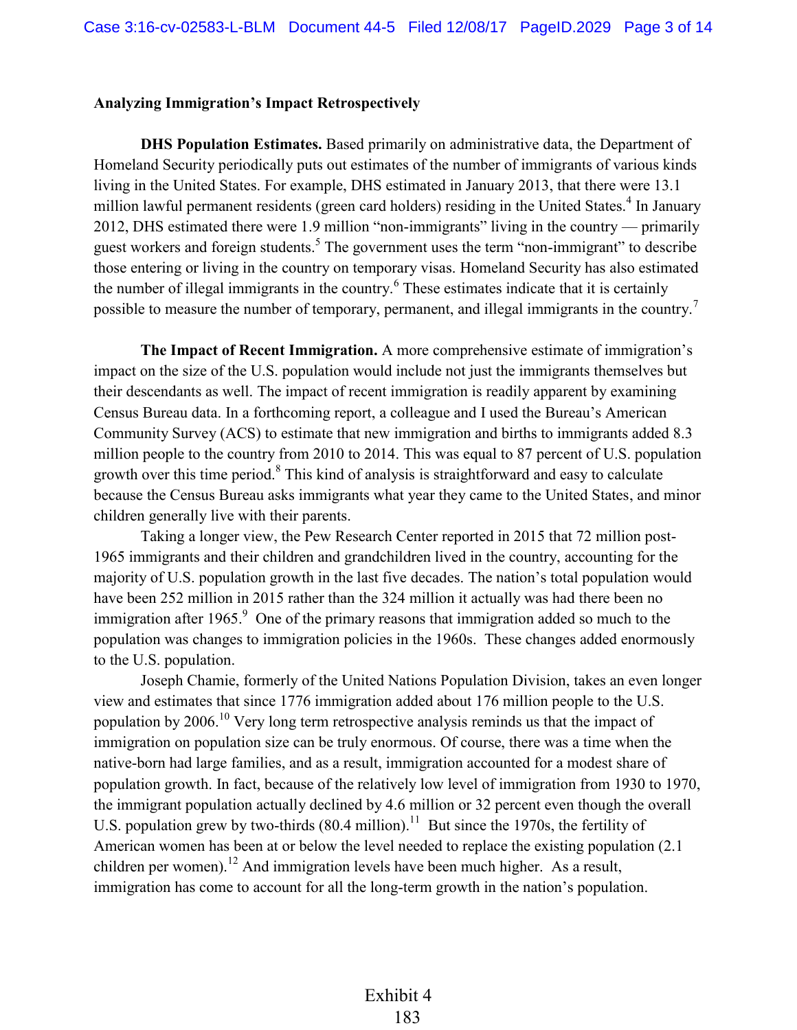**Analyzing Immigration's Impact Retrospectively**

**DHS Population Estimates.** Based primarily on administrative data, the Department of Homeland Security periodically puts out estimates of the number of immigrants of various kinds living in the United States. For example, DHS estimated in January 2013, that there were 13.1 million lawful permanent residents (green card holders) residing in the United States.[4] In January 2012, DHS estimated there were 1.9 million "non-immigrants" living in the country — primarily guest workers and foreign students.[5] The government uses the term "non-immigrant" to describe those entering or living in the country on temporary visas. Homeland Security has also estimated the number of illegal immigrants in the country.[6] These estimates indicate that it is certainly possible to measure the number of temporary, permanent, and illegal immigrants in the country.[7]

**The Impact of Recent Immigration.** A more comprehensive estimate of immigration's impact on the size of the U.S. population would include not just the immigrants themselves but their descendants as well. The impact of recent immigration is readily apparent by examining Census Bureau data. In a forthcoming report, a colleague and I used the Bureau's American Community Survey (ACS) to estimate that new immigration and births to immigrants added 8.3 million people to the country from 2010 to 2014. This was equal to 87 percent of U.S. population growth over this time period.[8] This kind of analysis is straightforward and easy to calculate because the Census Bureau asks immigrants what year they came to the United States, and minor children generally live with their parents.

Taking a longer view, the Pew Research Center reported in 2015 that 72 million post-1965 immigrants and their children and grandchildren lived in the country, accounting for the majority of U.S. population growth in the last five decades. The nation's total population would have been 252 million in 2015 rather than the 324 million it actually was had there been no immigration after 1965.[9] One of the primary reasons that immigration added so much to the population was changes to immigration policies in the 1960s. These changes added enormously to the U.S. population.

Joseph Chamie, formerly of the United Nations Population Division, takes an even longer view and estimates that since 1776 immigration added about 176 million people to the U.S. population by 2006.[10] Very long term retrospective analysis reminds us that the impact of immigration on population size can be truly enormous. Of course, there was a time when the native-born had large families, and as a result, immigration accounted for a modest share of population growth. In fact, because of the relatively low level of immigration from 1930 to 1970, the immigrant population actually declined by 4.6 million or 32 percent even though the overall U.S. population grew by two-thirds (80.4 million).[11] But since the 1970s, the fertility of American women has been at or below the level needed to replace the existing population (2.1 children per women).[12] And immigration levels have been much higher. As a result, immigration has come to account for all the long-term growth in the nation's population.

Exhibit 4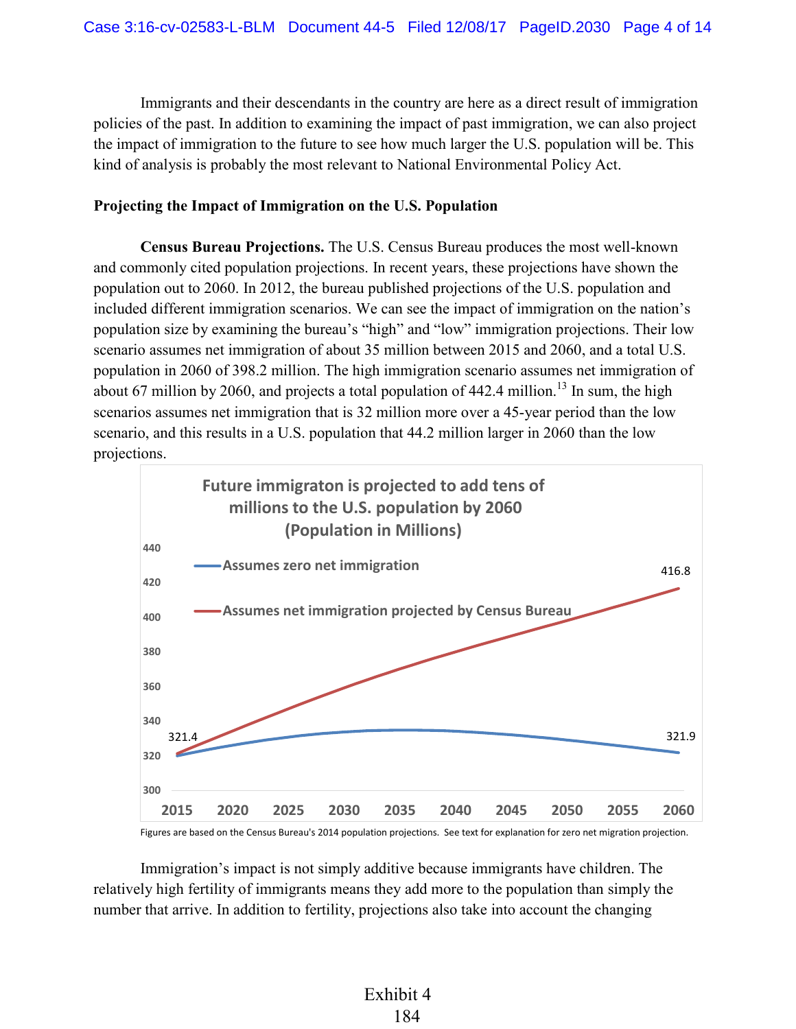Immigrants and their descendants in the country are here as a direct result of immigration policies of the past. In addition to examining the impact of past immigration, we can also project the impact of immigration to the future to see how much larger the U.S. population will be. This kind of analysis is probably the most relevant to National Environmental Policy Act.

**Projecting the Impact of Immigration on the U.S. Population**

**Census Bureau Projections.** The U.S. Census Bureau produces the most well-known and commonly cited population projections. In recent years, these projections have shown the population out to 2060. In 2012, the bureau published projections of the U.S. population and included different immigration scenarios. We can see the impact of immigration on the nation's population size by examining the bureau's "high" and "low" immigration projections. Their low scenario assumes net immigration of about 35 million between 2015 and 2060, and a total U.S. population in 2060 of 398.2 million. The high immigration scenario assumes net immigration of about 67 million by 2060, and projects a total population of 442.4 million.[13] In sum, the high scenarios assumes net immigration that is 32 million more over a 45-year period than the low scenario, and this results in a U.S. population that 44.2 million larger in 2060 than the low projections.

**Future immigraton is projected to add tens of millions to the U.S. population by 2060 (Population in Millions)**

- Assumes zero net immigration: 321.4 (2015) to 321.9 (2060)
- Assumes net immigration projected by Census Bureau: 321.4 (2015) to 416.8 (2060)

Figures are based on the Census Bureau's 2014 population projections. See text for explanation for zero net migration projection.

Immigration's impact is not simply additive because immigrants have children. The relatively high fertility of immigrants means they add more to the population than simply the number that arrive. In addition to fertility, projections also take into account the changing

Exhibit 4
184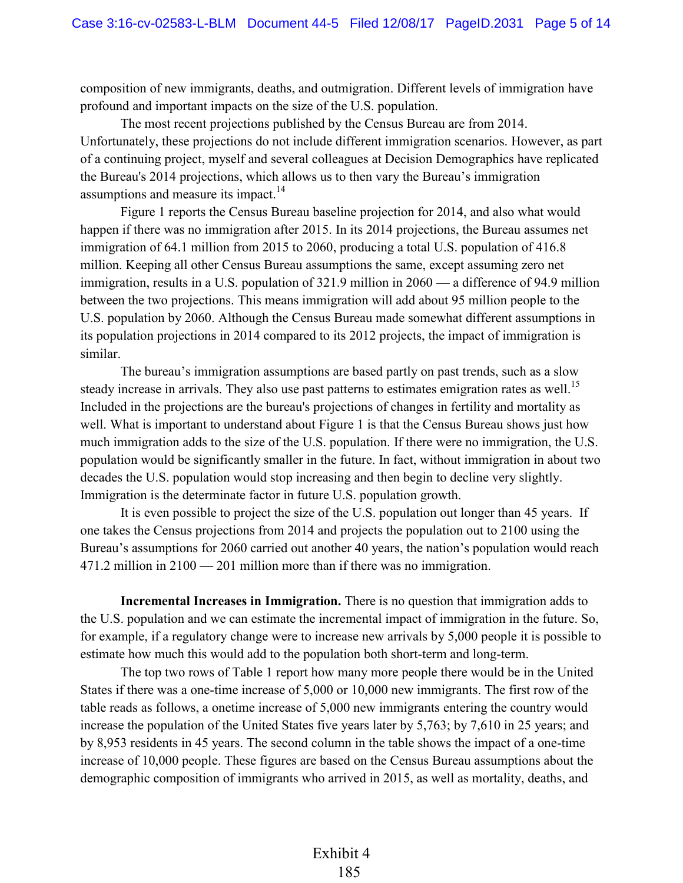composition of new immigrants, deaths, and outmigration. Different levels of immigration have profound and important impacts on the size of the U.S. population.

The most recent projections published by the Census Bureau are from 2014. Unfortunately, these projections do not include different immigration scenarios. However, as part of a continuing project, myself and several colleagues at Decision Demographics have replicated the Bureau's 2014 projections, which allows us to then vary the Bureau's immigration assumptions and measure its impact.[14]

Figure 1 reports the Census Bureau baseline projection for 2014, and also what would happen if there was no immigration after 2015. In its 2014 projections, the Bureau assumes net immigration of 64.1 million from 2015 to 2060, producing a total U.S. population of 416.8 million. Keeping all other Census Bureau assumptions the same, except assuming zero net immigration, results in a U.S. population of 321.9 million in 2060 — a difference of 94.9 million between the two projections. This means immigration will add about 95 million people to the U.S. population by 2060. Although the Census Bureau made somewhat different assumptions in its population projections in 2014 compared to its 2012 projects, the impact of immigration is similar.

The bureau's immigration assumptions are based partly on past trends, such as a slow steady increase in arrivals. They also use past patterns to estimates emigration rates as well.[15] Included in the projections are the bureau's projections of changes in fertility and mortality as well. What is important to understand about Figure 1 is that the Census Bureau shows just how much immigration adds to the size of the U.S. population. If there were no immigration, the U.S. population would be significantly smaller in the future. In fact, without immigration in about two decades the U.S. population would stop increasing and then begin to decline very slightly. Immigration is the determinate factor in future U.S. population growth.

It is even possible to project the size of the U.S. population out longer than 45 years. If one takes the Census projections from 2014 and projects the population out to 2100 using the Bureau's assumptions for 2060 carried out another 40 years, the nation's population would reach 471.2 million in 2100 — 201 million more than if there was no immigration.

**Incremental Increases in Immigration.** There is no question that immigration adds to the U.S. population and we can estimate the incremental impact of immigration in the future. So, for example, if a regulatory change were to increase new arrivals by 5,000 people it is possible to estimate how much this would add to the population both short-term and long-term.

The top two rows of Table 1 report how many more people there would be in the United States if there was a one-time increase of 5,000 or 10,000 new immigrants. The first row of the table reads as follows, a onetime increase of 5,000 new immigrants entering the country would increase the population of the United States five years later by 5,763; by 7,610 in 25 years; and by 8,953 residents in 45 years. The second column in the table shows the impact of a one-time increase of 10,000 people. These figures are based on the Census Bureau assumptions about the demographic composition of immigrants who arrived in 2015, as well as mortality, deaths, and

Exhibit 4
185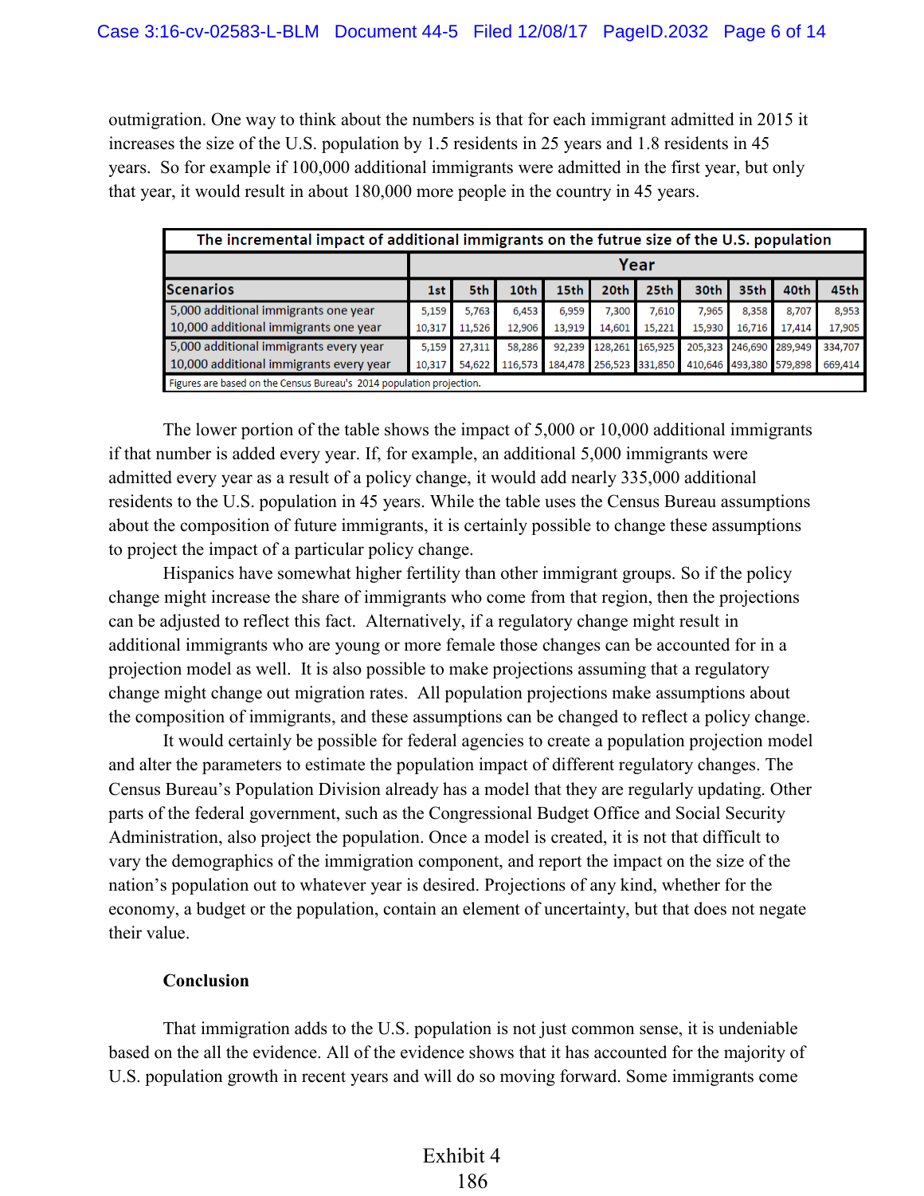outmigration. One way to think about the numbers is that for each immigrant admitted in 2015 it increases the size of the U.S. population by 1.5 residents in 25 years and 1.8 residents in 45 years. So for example if 100,000 additional immigrants were admitted in the first year, but only that year, it would result in about 180,000 more people in the country in 45 years.

| The incremental impact of additional immigrants on the futrue size of the U.S. population | | | | | | | | | | |
|---|---|---|---|---|---|---|---|---|---|---|
| | Year | | | | | | | | | |
| Scenarios | 1st | 5th | 10th | 15th | 20th | 25th | 30th | 35th | 40th | 45th |
| 5,000 additional immigrants one year | 5,159 | 5,763 | 6,453 | 6,959 | 7,300 | 7,610 | 7,965 | 8,358 | 8,707 | 8,953 |
| 10,000 additional immigrants one year | 10,317 | 11,526 | 12,906 | 13,919 | 14,601 | 15,221 | 15,930 | 16,716 | 17,414 | 17,905 |
| 5,000 additional immigrants every year | 5,159 | 27,311 | 58,286 | 92,239 | 128,261 | 165,925 | 205,323 | 246,690 | 289,949 | 334,707 |
| 10,000 additional immigrants every year | 10,317 | 54,622 | 116,573 | 184,478 | 256,523 | 331,850 | 410,646 | 493,380 | 579,898 | 669,414 |
| Figures are based on the Census Bureau's 2014 population projection. | | | | | | | | | | |

The lower portion of the table shows the impact of 5,000 or 10,000 additional immigrants if that number is added every year. If, for example, an additional 5,000 immigrants were admitted every year as a result of a policy change, it would add nearly 335,000 additional residents to the U.S. population in 45 years. While the table uses the Census Bureau assumptions about the composition of future immigrants, it is certainly possible to change these assumptions to project the impact of a particular policy change.

Hispanics have somewhat higher fertility than other immigrant groups. So if the policy change might increase the share of immigrants who come from that region, then the projections can be adjusted to reflect this fact. Alternatively, if a regulatory change might result in additional immigrants who are young or more female those changes can be accounted for in a projection model as well. It is also possible to make projections assuming that a regulatory change might change out migration rates. All population projections make assumptions about the composition of immigrants, and these assumptions can be changed to reflect a policy change.

It would certainly be possible for federal agencies to create a population projection model and alter the parameters to estimate the population impact of different regulatory changes. The Census Bureau's Population Division already has a model that they are regularly updating. Other parts of the federal government, such as the Congressional Budget Office and Social Security Administration, also project the population. Once a model is created, it is not that difficult to vary the demographics of the immigration component, and report the impact on the size of the nation's population out to whatever year is desired. Projections of any kind, whether for the economy, a budget or the population, contain an element of uncertainty, but that does not negate their value.

**Conclusion**

That immigration adds to the U.S. population is not just common sense, it is undeniable based on the all the evidence. All of the evidence shows that it has accounted for the majority of U.S. population growth in recent years and will do so moving forward. Some immigrants come

Exhibit 4
186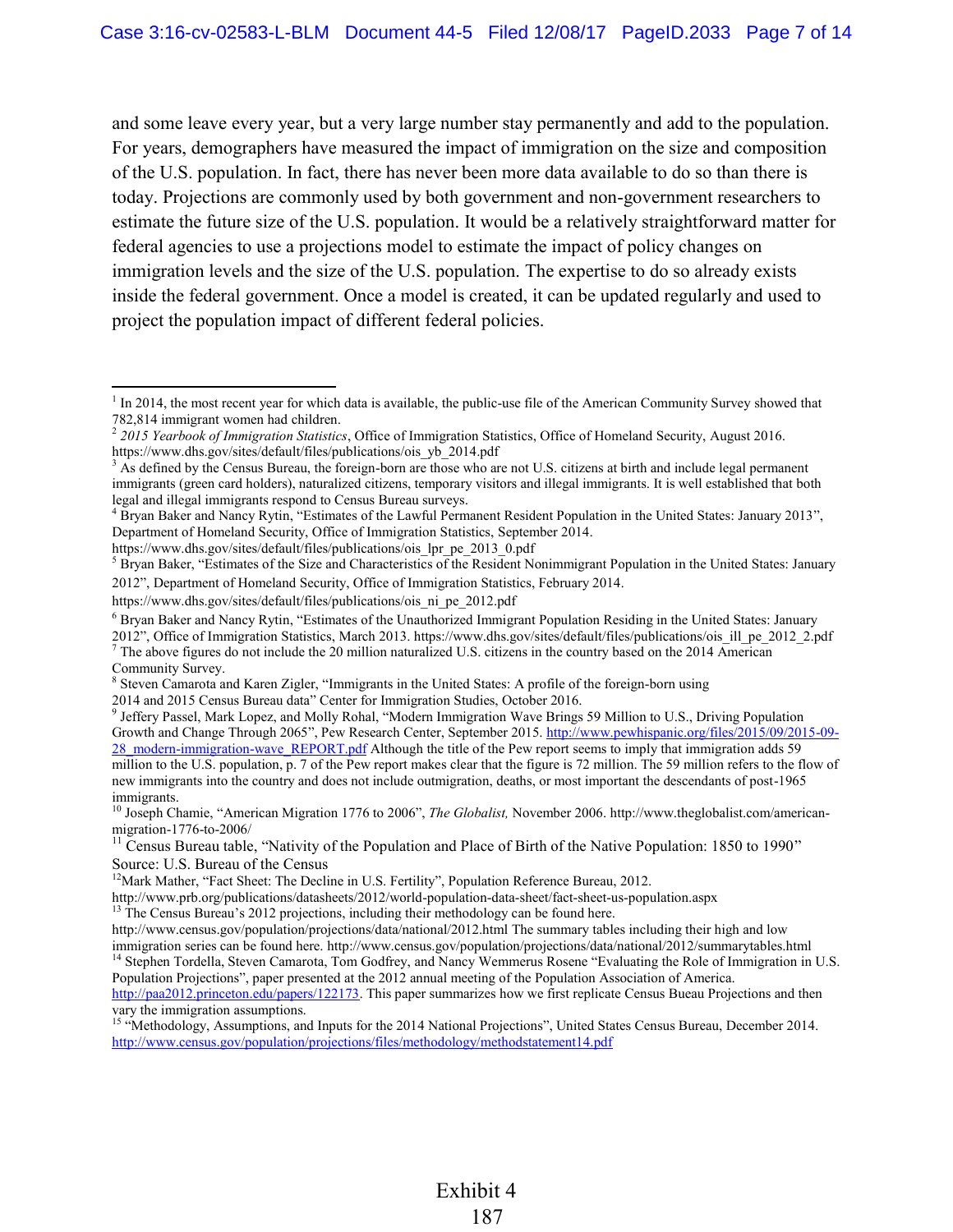and some leave every year, but a very large number stay permanently and add to the population. For years, demographers have measured the impact of immigration on the size and composition of the U.S. population. In fact, there has never been more data available to do so than there is today. Projections are commonly used by both government and non-government researchers to estimate the future size of the U.S. population. It would be a relatively straightforward matter for federal agencies to use a projections model to estimate the impact of policy changes on immigration levels and the size of the U.S. population. The expertise to do so already exists inside the federal government. Once a model is created, it can be updated regularly and used to project the population impact of different federal policies.

---

[1] In 2014, the most recent year for which data is available, the public-use file of the American Community Survey showed that 782,814 immigrant women had children.

[2] *2015 Yearbook of Immigration Statistics*, Office of Immigration Statistics, Office of Homeland Security, August 2016. https://www.dhs.gov/sites/default/files/publications/ois_yb_2014.pdf

[3] As defined by the Census Bureau, the foreign-born are those who are not U.S. citizens at birth and include legal permanent immigrants (green card holders), naturalized citizens, temporary visitors and illegal immigrants. It is well established that both legal and illegal immigrants respond to Census Bureau surveys.

[4] Bryan Baker and Nancy Rytin, "Estimates of the Lawful Permanent Resident Population in the United States: January 2013", Department of Homeland Security, Office of Immigration Statistics, September 2014. https://www.dhs.gov/sites/default/files/publications/ois_lpr_pe_2013_0.pdf

[5] Bryan Baker, "Estimates of the Size and Characteristics of the Resident Nonimmigrant Population in the United States: January 2012", Department of Homeland Security, Office of Immigration Statistics, February 2014. https://www.dhs.gov/sites/default/files/publications/ois_ni_pe_2012.pdf

[6] Bryan Baker and Nancy Rytin, "Estimates of the Unauthorized Immigrant Population Residing in the United States: January 2012", Office of Immigration Statistics, March 2013. https://www.dhs.gov/sites/default/files/publications/ois_ill_pe_2012_2.pdf

[7] The above figures do not include the 20 million naturalized U.S. citizens in the country based on the 2014 American Community Survey.

[8] Steven Camarota and Karen Zigler, "Immigrants in the United States: A profile of the foreign-born using 2014 and 2015 Census Bureau data" Center for Immigration Studies, October 2016.

[9] Jeffery Passel, Mark Lopez, and Molly Rohal, "Modern Immigration Wave Brings 59 Million to U.S., Driving Population Growth and Change Through 2065", Pew Research Center, September 2015. http://www.pewhispanic.org/files/2015/09/2015-09-28_modern-immigration-wave_REPORT.pdf Although the title of the Pew report seems to imply that immigration adds 59 million to the U.S. population, p. 7 of the Pew report makes clear that the figure is 72 million. The 59 million refers to the flow of new immigrants into the country and does not include outmigration, deaths, or most important the descendants of post-1965 immigrants.

[10] Joseph Chamie, "American Migration 1776 to 2006", *The Globalist,* November 2006. http://www.theglobalist.com/american-migration-1776-to-2006/

[11] Census Bureau table, "Nativity of the Population and Place of Birth of the Native Population: 1850 to 1990" Source: U.S. Bureau of the Census

[12] Mark Mather, "Fact Sheet: The Decline in U.S. Fertility", Population Reference Bureau, 2012. http://www.prb.org/publications/datasheets/2012/world-population-data-sheet/fact-sheet-us-population.aspx

[13] The Census Bureau's 2012 projections, including their methodology can be found here. http://www.census.gov/population/projections/data/national/2012.html The summary tables including their high and low immigration series can be found here. http://www.census.gov/population/projections/data/national/2012/summarytables.html

[14] Stephen Tordella, Steven Camarota, Tom Godfrey, and Nancy Wemmerus Rosene "Evaluating the Role of Immigration in U.S. Population Projections", paper presented at the 2012 annual meeting of the Population Association of America. http://paa2012.princeton.edu/papers/122173. This paper summarizes how we first replicate Census Bueau Projections and then vary the immigration assumptions.

[15] "Methodology, Assumptions, and Inputs for the 2014 National Projections", United States Census Bureau, December 2014. http://www.census.gov/population/projections/files/methodology/methodstatement14.pdf

Exhibit 4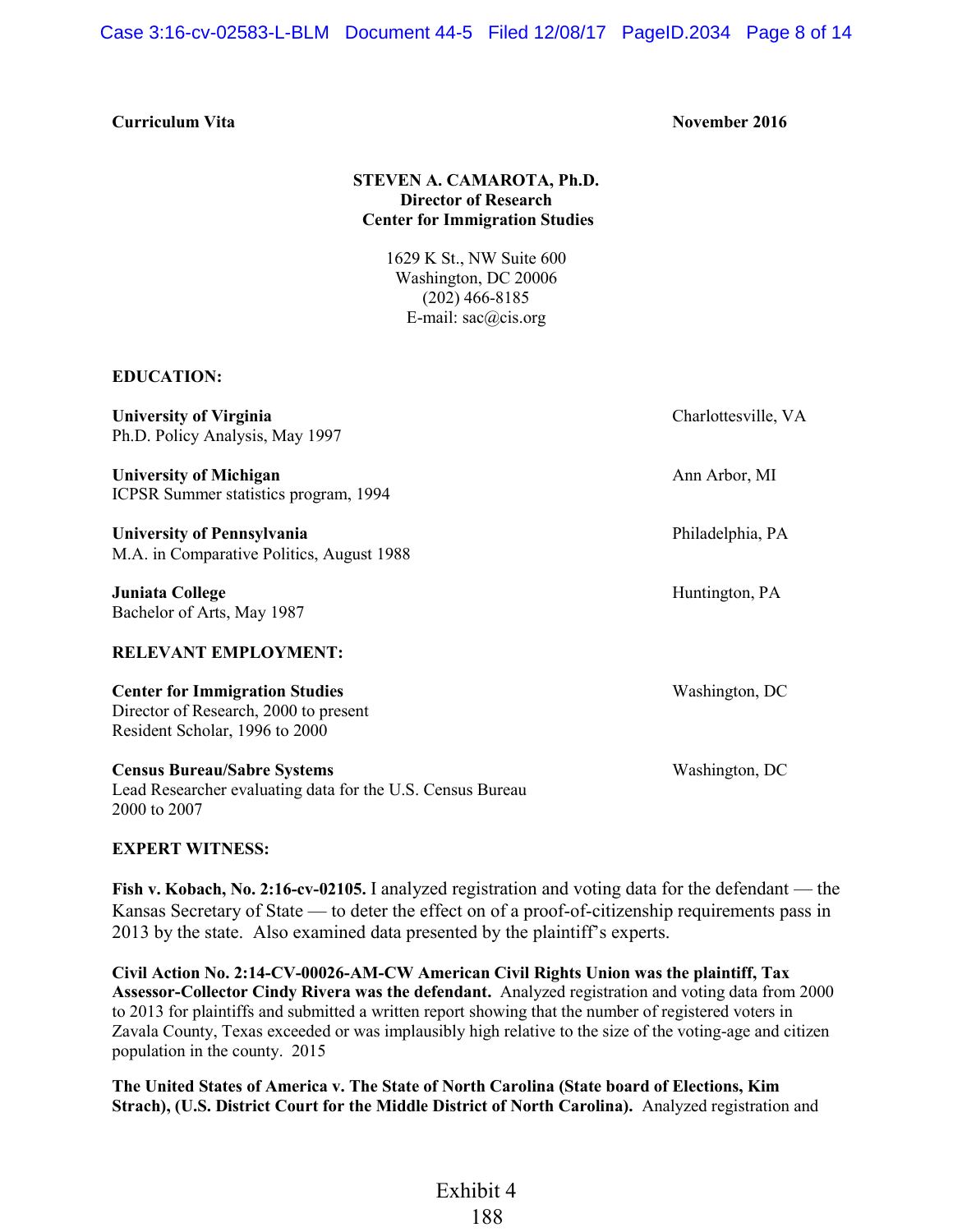**Curriculum Vita** **November 2016**

**STEVEN A. CAMAROTA, Ph.D.**
**Director of Research**
**Center for Immigration Studies**

1629 K St., NW Suite 600
Washington, DC 20006
(202) 466-8185
E-mail: sac@cis.org

## EDUCATION:

**University of Virginia** — Charlottesville, VA
Ph.D. Policy Analysis, May 1997

**University of Michigan** — Ann Arbor, MI
ICPSR Summer statistics program, 1994

**University of Pennsylvania** — Philadelphia, PA
M.A. in Comparative Politics, August 1988

**Juniata College** — Huntington, PA
Bachelor of Arts, May 1987

## RELEVANT EMPLOYMENT:

**Center for Immigration Studies** — Washington, DC
Director of Research, 2000 to present
Resident Scholar, 1996 to 2000

**Census Bureau/Sabre Systems** — Washington, DC
Lead Researcher evaluating data for the U.S. Census Bureau
2000 to 2007

## EXPERT WITNESS:

**Fish v. Kobach, No. 2:16-cv-02105.** I analyzed registration and voting data for the defendant — the Kansas Secretary of State — to deter the effect on of a proof-of-citizenship requirements pass in 2013 by the state. Also examined data presented by the plaintiff's experts.

**Civil Action No. 2:14-CV-00026-AM-CW American Civil Rights Union was the plaintiff, Tax Assessor-Collector Cindy Rivera was the defendant.** Analyzed registration and voting data from 2000 to 2013 for plaintiffs and submitted a written report showing that the number of registered voters in Zavala County, Texas exceeded or was implausibly high relative to the size of the voting-age and citizen population in the county. 2015

**The United States of America v. The State of North Carolina (State board of Elections, Kim Strach), (U.S. District Court for the Middle District of North Carolina).** Analyzed registration and

Exhibit 4
188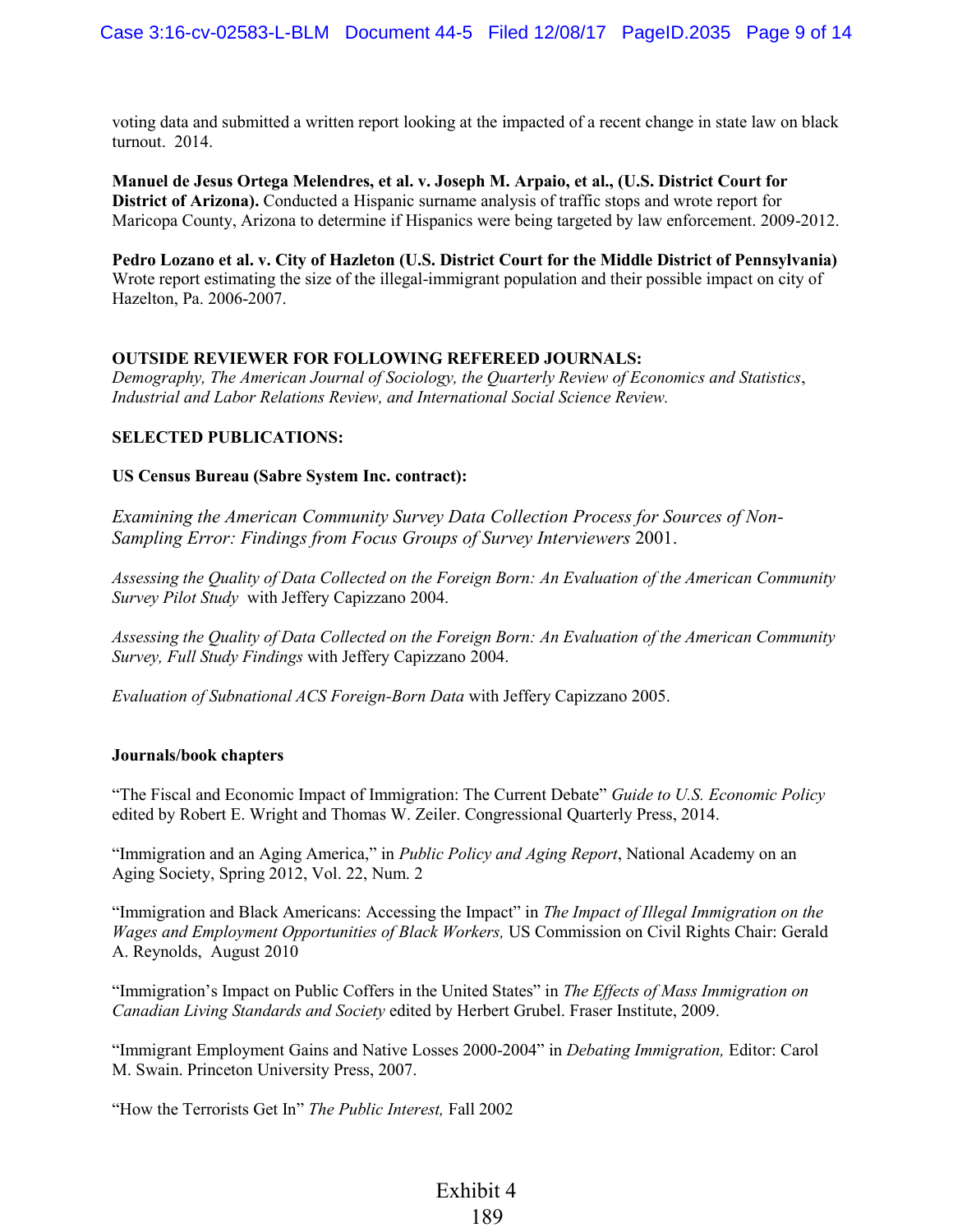voting data and submitted a written report looking at the impacted of a recent change in state law on black turnout. 2014.

**Manuel de Jesus Ortega Melendres, et al. v. Joseph M. Arpaio, et al., (U.S. District Court for District of Arizona).** Conducted a Hispanic surname analysis of traffic stops and wrote report for Maricopa County, Arizona to determine if Hispanics were being targeted by law enforcement. 2009-2012.

**Pedro Lozano et al. v. City of Hazleton (U.S. District Court for the Middle District of Pennsylvania)** Wrote report estimating the size of the illegal-immigrant population and their possible impact on city of Hazelton, Pa. 2006-2007.

**OUTSIDE REVIEWER FOR FOLLOWING REFEREED JOURNALS:**
*Demography, The American Journal of Sociology, the Quarterly Review of Economics and Statistics*, *Industrial and Labor Relations Review, and International Social Science Review.*

**SELECTED PUBLICATIONS:**

**US Census Bureau (Sabre System Inc. contract):**

*Examining the American Community Survey Data Collection Process for Sources of Non-Sampling Error: Findings from Focus Groups of Survey Interviewers* 2001.

*Assessing the Quality of Data Collected on the Foreign Born: An Evaluation of the American Community Survey Pilot Study* with Jeffery Capizzano 2004.

*Assessing the Quality of Data Collected on the Foreign Born: An Evaluation of the American Community Survey, Full Study Findings* with Jeffery Capizzano 2004.

*Evaluation of Subnational ACS Foreign-Born Data* with Jeffery Capizzano 2005.

**Journals/book chapters**

"The Fiscal and Economic Impact of Immigration: The Current Debate" *Guide to U.S. Economic Policy* edited by Robert E. Wright and Thomas W. Zeiler. Congressional Quarterly Press, 2014.

"Immigration and an Aging America," in *Public Policy and Aging Report*, National Academy on an Aging Society, Spring 2012, Vol. 22, Num. 2

"Immigration and Black Americans: Accessing the Impact" in *The Impact of Illegal Immigration on the Wages and Employment Opportunities of Black Workers,* US Commission on Civil Rights Chair: Gerald A. Reynolds, August 2010

"Immigration's Impact on Public Coffers in the United States" in *The Effects of Mass Immigration on Canadian Living Standards and Society* edited by Herbert Grubel. Fraser Institute, 2009.

"Immigrant Employment Gains and Native Losses 2000-2004" in *Debating Immigration,* Editor: Carol M. Swain. Princeton University Press, 2007.

"How the Terrorists Get In" *The Public Interest,* Fall 2002

Exhibit 4
189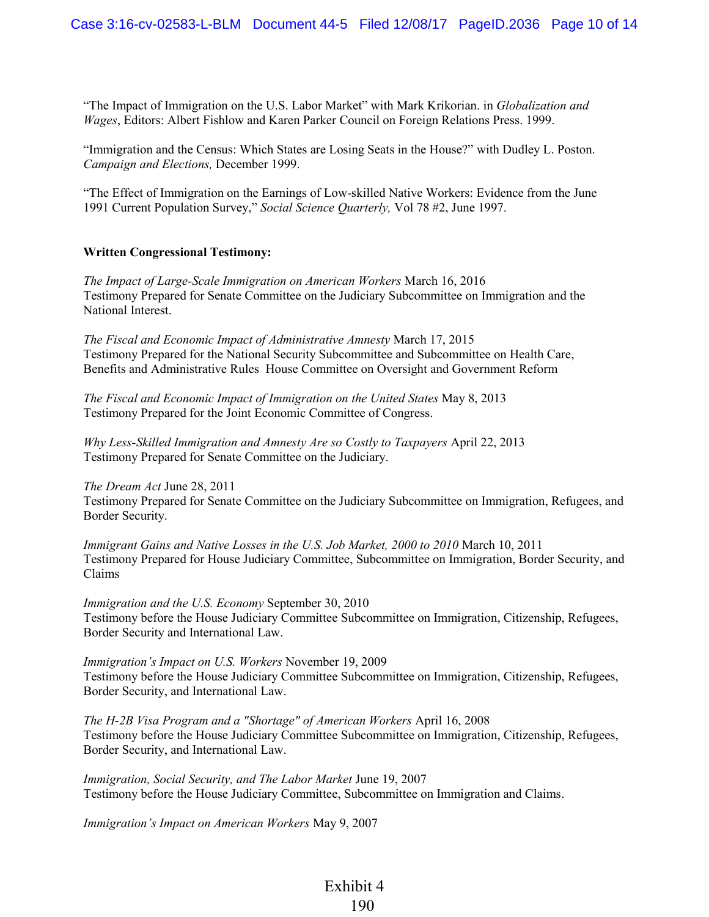"The Impact of Immigration on the U.S. Labor Market" with Mark Krikorian. in *Globalization and Wages*, Editors: Albert Fishlow and Karen Parker Council on Foreign Relations Press. 1999.

"Immigration and the Census: Which States are Losing Seats in the House?" with Dudley L. Poston. *Campaign and Elections,* December 1999.

"The Effect of Immigration on the Earnings of Low-skilled Native Workers: Evidence from the June 1991 Current Population Survey," *Social Science Quarterly,* Vol 78 #2, June 1997.

**Written Congressional Testimony:**

*The Impact of Large-Scale Immigration on American Workers* March 16, 2016
Testimony Prepared for Senate Committee on the Judiciary Subcommittee on Immigration and the National Interest.

*The Fiscal and Economic Impact of Administrative Amnesty* March 17, 2015
Testimony Prepared for the National Security Subcommittee and Subcommittee on Health Care, Benefits and Administrative Rules House Committee on Oversight and Government Reform

*The Fiscal and Economic Impact of Immigration on the United States* May 8, 2013
Testimony Prepared for the Joint Economic Committee of Congress.

*Why Less-Skilled Immigration and Amnesty Are so Costly to Taxpayers* April 22, 2013
Testimony Prepared for Senate Committee on the Judiciary.

*The Dream Act* June 28, 2011
Testimony Prepared for Senate Committee on the Judiciary Subcommittee on Immigration, Refugees, and Border Security.

*Immigrant Gains and Native Losses in the U.S. Job Market, 2000 to 2010* March 10, 2011
Testimony Prepared for House Judiciary Committee, Subcommittee on Immigration, Border Security, and Claims

*Immigration and the U.S. Economy* September 30, 2010
Testimony before the House Judiciary Committee Subcommittee on Immigration, Citizenship, Refugees, Border Security and International Law.

*Immigration's Impact on U.S. Workers* November 19, 2009
Testimony before the House Judiciary Committee Subcommittee on Immigration, Citizenship, Refugees, Border Security, and International Law.

*The H-2B Visa Program and a "Shortage" of American Workers* April 16, 2008
Testimony before the House Judiciary Committee Subcommittee on Immigration, Citizenship, Refugees, Border Security, and International Law.

*Immigration, Social Security, and The Labor Market* June 19, 2007
Testimony before the House Judiciary Committee, Subcommittee on Immigration and Claims.

*Immigration's Impact on American Workers* May 9, 2007

Exhibit 4
190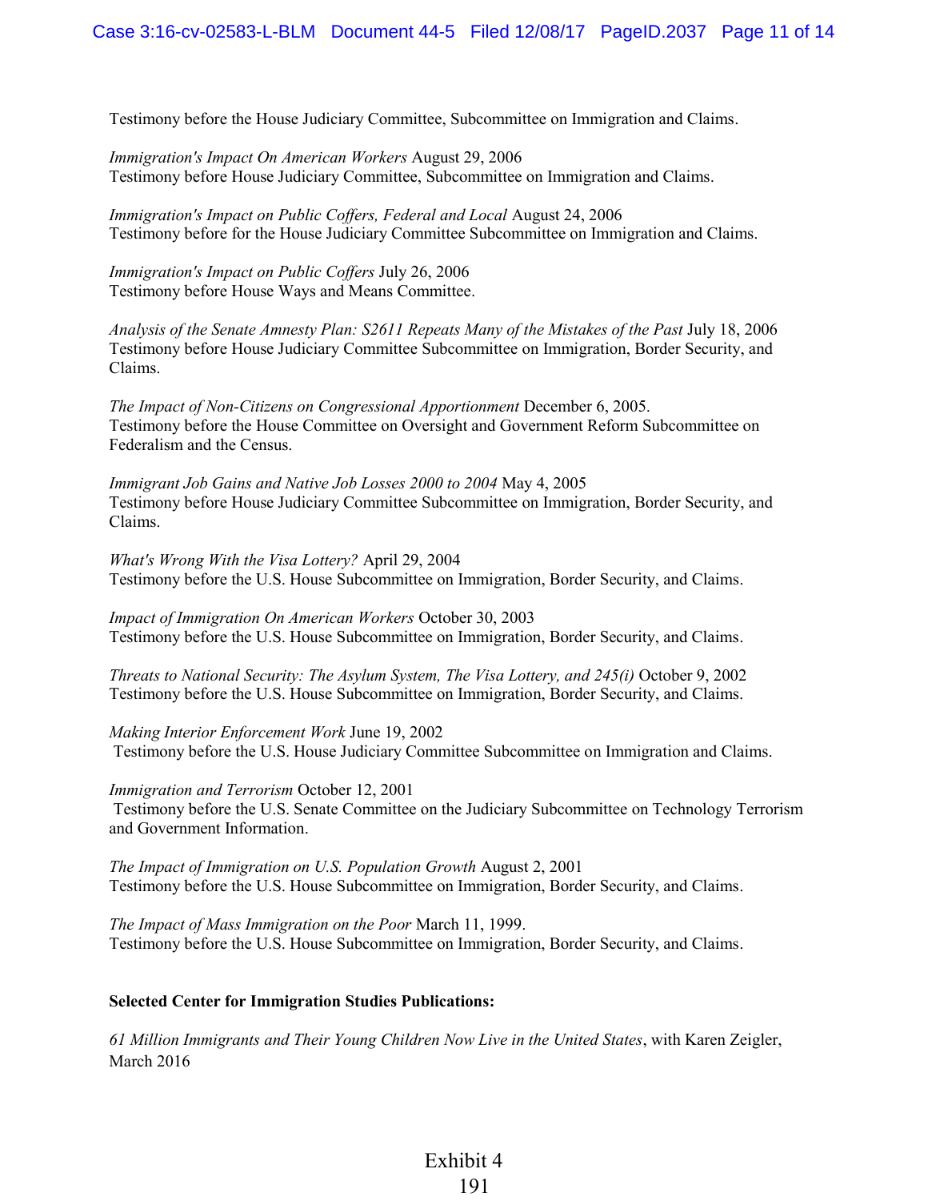Testimony before the House Judiciary Committee, Subcommittee on Immigration and Claims.

*Immigration's Impact On American Workers* August 29, 2006
Testimony before House Judiciary Committee, Subcommittee on Immigration and Claims.

*Immigration's Impact on Public Coffers, Federal and Local* August 24, 2006
Testimony before for the House Judiciary Committee Subcommittee on Immigration and Claims.

*Immigration's Impact on Public Coffers* July 26, 2006
Testimony before House Ways and Means Committee.

*Analysis of the Senate Amnesty Plan: S2611 Repeats Many of the Mistakes of the Past* July 18, 2006
Testimony before House Judiciary Committee Subcommittee on Immigration, Border Security, and Claims.

*The Impact of Non-Citizens on Congressional Apportionment* December 6, 2005.
Testimony before the House Committee on Oversight and Government Reform Subcommittee on Federalism and the Census.

*Immigrant Job Gains and Native Job Losses 2000 to 2004* May 4, 2005
Testimony before House Judiciary Committee Subcommittee on Immigration, Border Security, and Claims.

*What's Wrong With the Visa Lottery?* April 29, 2004
Testimony before the U.S. House Subcommittee on Immigration, Border Security, and Claims.

*Impact of Immigration On American Workers* October 30, 2003
Testimony before the U.S. House Subcommittee on Immigration, Border Security, and Claims.

*Threats to National Security: The Asylum System, The Visa Lottery, and 245(i)* October 9, 2002
Testimony before the U.S. House Subcommittee on Immigration, Border Security, and Claims.

*Making Interior Enforcement Work* June 19, 2002
Testimony before the U.S. House Judiciary Committee Subcommittee on Immigration and Claims.

*Immigration and Terrorism* October 12, 2001
Testimony before the U.S. Senate Committee on the Judiciary Subcommittee on Technology Terrorism and Government Information.

*The Impact of Immigration on U.S. Population Growth* August 2, 2001
Testimony before the U.S. House Subcommittee on Immigration, Border Security, and Claims.

*The Impact of Mass Immigration on the Poor* March 11, 1999.
Testimony before the U.S. House Subcommittee on Immigration, Border Security, and Claims.

**Selected Center for Immigration Studies Publications:**

*61 Million Immigrants and Their Young Children Now Live in the United States*, with Karen Zeigler, March 2016

Exhibit 4
191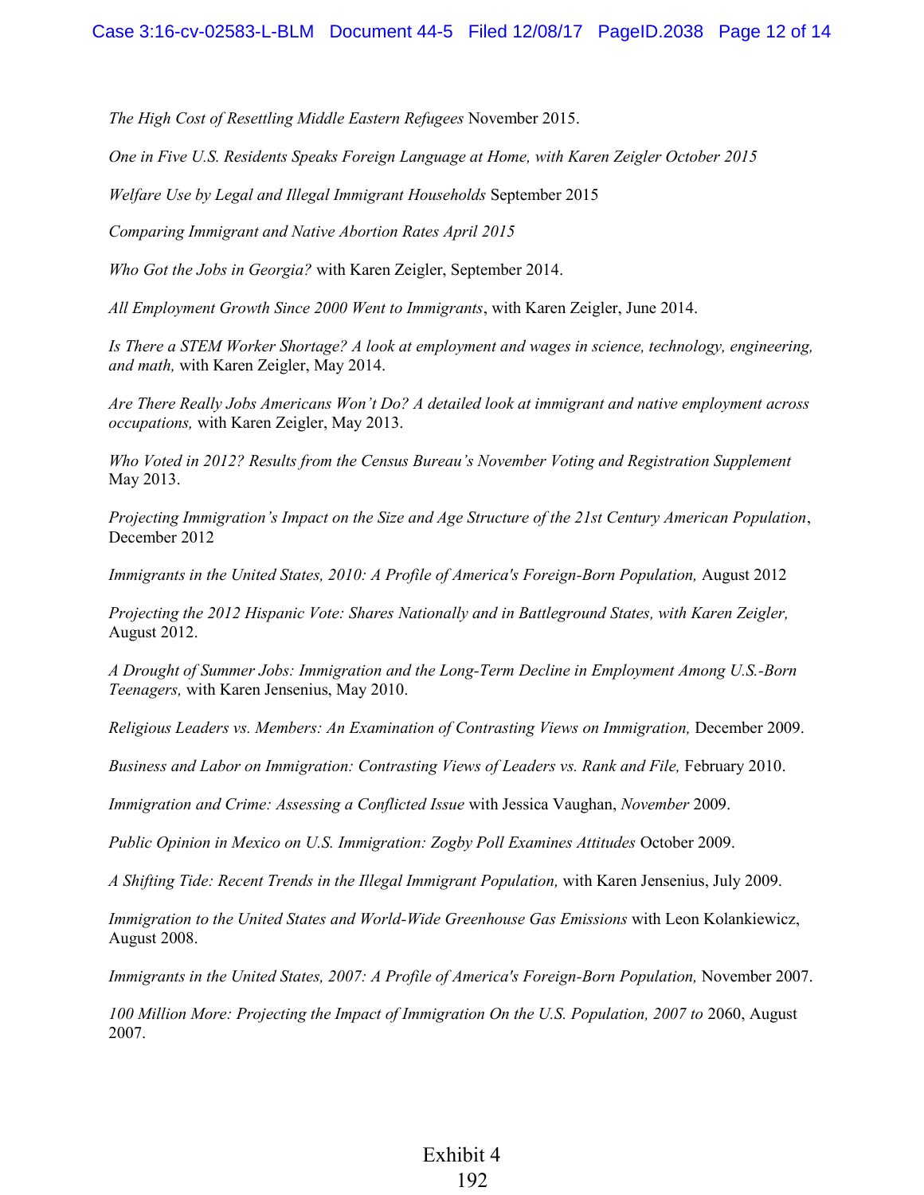*The High Cost of Resettling Middle Eastern Refugees* November 2015.

*One in Five U.S. Residents Speaks Foreign Language at Home, with Karen Zeigler October 2015*

*Welfare Use by Legal and Illegal Immigrant Households* September 2015

*Comparing Immigrant and Native Abortion Rates April 2015*

*Who Got the Jobs in Georgia?* with Karen Zeigler, September 2014.

*All Employment Growth Since 2000 Went to Immigrants*, with Karen Zeigler, June 2014.

*Is There a STEM Worker Shortage? A look at employment and wages in science, technology, engineering, and math,* with Karen Zeigler, May 2014.

*Are There Really Jobs Americans Won't Do? A detailed look at immigrant and native employment across occupations,* with Karen Zeigler, May 2013.

*Who Voted in 2012? Results from the Census Bureau's November Voting and Registration Supplement* May 2013.

*Projecting Immigration's Impact on the Size and Age Structure of the 21st Century American Population*, December 2012

*Immigrants in the United States, 2010: A Profile of America's Foreign-Born Population,* August 2012

*Projecting the 2012 Hispanic Vote: Shares Nationally and in Battleground States, with Karen Zeigler,* August 2012.

*A Drought of Summer Jobs: Immigration and the Long-Term Decline in Employment Among U.S.-Born Teenagers,* with Karen Jensenius, May 2010.

*Religious Leaders vs. Members: An Examination of Contrasting Views on Immigration,* December 2009.

*Business and Labor on Immigration: Contrasting Views of Leaders vs. Rank and File,* February 2010.

*Immigration and Crime: Assessing a Conflicted Issue* with Jessica Vaughan, *November* 2009.

*Public Opinion in Mexico on U.S. Immigration: Zogby Poll Examines Attitudes* October 2009.

*A Shifting Tide: Recent Trends in the Illegal Immigrant Population,* with Karen Jensenius, July 2009.

*Immigration to the United States and World-Wide Greenhouse Gas Emissions* with Leon Kolankiewicz, August 2008.

*Immigrants in the United States, 2007: A Profile of America's Foreign-Born Population,* November 2007.

*100 Million More: Projecting the Impact of Immigration On the U.S. Population, 2007 to* 2060, August 2007.

Exhibit 4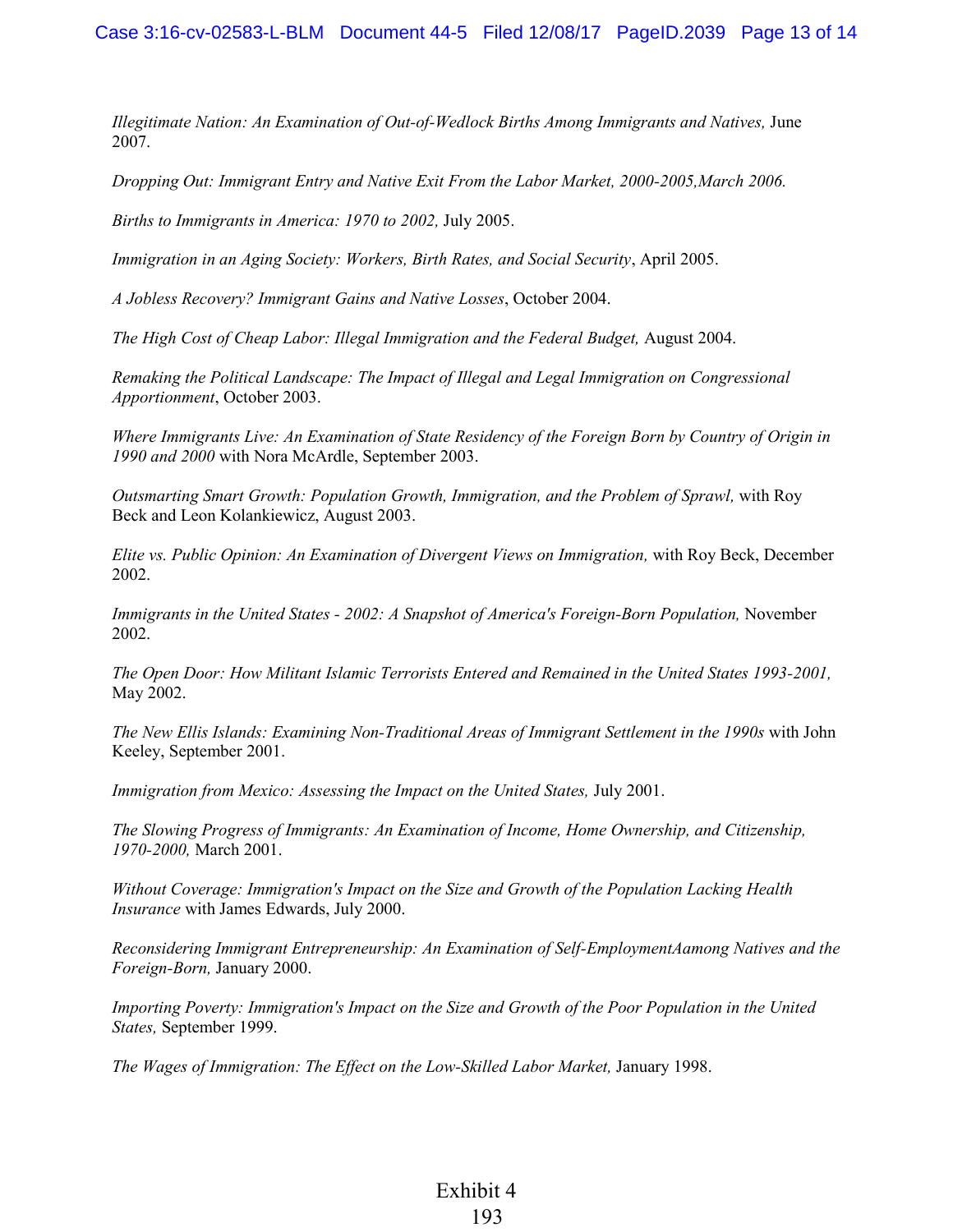*Illegitimate Nation: An Examination of Out-of-Wedlock Births Among Immigrants and Natives,* June 2007.

*Dropping Out: Immigrant Entry and Native Exit From the Labor Market, 2000-2005,March 2006.*

*Births to Immigrants in America: 1970 to 2002,* July 2005.

*Immigration in an Aging Society: Workers, Birth Rates, and Social Security*, April 2005.

*A Jobless Recovery? Immigrant Gains and Native Losses*, October 2004.

*The High Cost of Cheap Labor: Illegal Immigration and the Federal Budget,* August 2004.

*Remaking the Political Landscape: The Impact of Illegal and Legal Immigration on Congressional Apportionment*, October 2003.

*Where Immigrants Live: An Examination of State Residency of the Foreign Born by Country of Origin in 1990 and 2000* with Nora McArdle, September 2003.

*Outsmarting Smart Growth: Population Growth, Immigration, and the Problem of Sprawl,* with Roy Beck and Leon Kolankiewicz, August 2003.

*Elite vs. Public Opinion: An Examination of Divergent Views on Immigration,* with Roy Beck, December 2002.

*Immigrants in the United States - 2002: A Snapshot of America's Foreign-Born Population,* November 2002.

*The Open Door: How Militant Islamic Terrorists Entered and Remained in the United States 1993-2001,* May 2002.

*The New Ellis Islands: Examining Non-Traditional Areas of Immigrant Settlement in the 1990s* with John Keeley, September 2001.

*Immigration from Mexico: Assessing the Impact on the United States,* July 2001.

*The Slowing Progress of Immigrants: An Examination of Income, Home Ownership, and Citizenship, 1970-2000,* March 2001.

*Without Coverage: Immigration's Impact on the Size and Growth of the Population Lacking Health Insurance* with James Edwards, July 2000.

*Reconsidering Immigrant Entrepreneurship: An Examination of Self-EmploymentAamong Natives and the Foreign-Born,* January 2000.

*Importing Poverty: Immigration's Impact on the Size and Growth of the Poor Population in the United States,* September 1999.

*The Wages of Immigration: The Effect on the Low-Skilled Labor Market,* January 1998.

Exhibit 4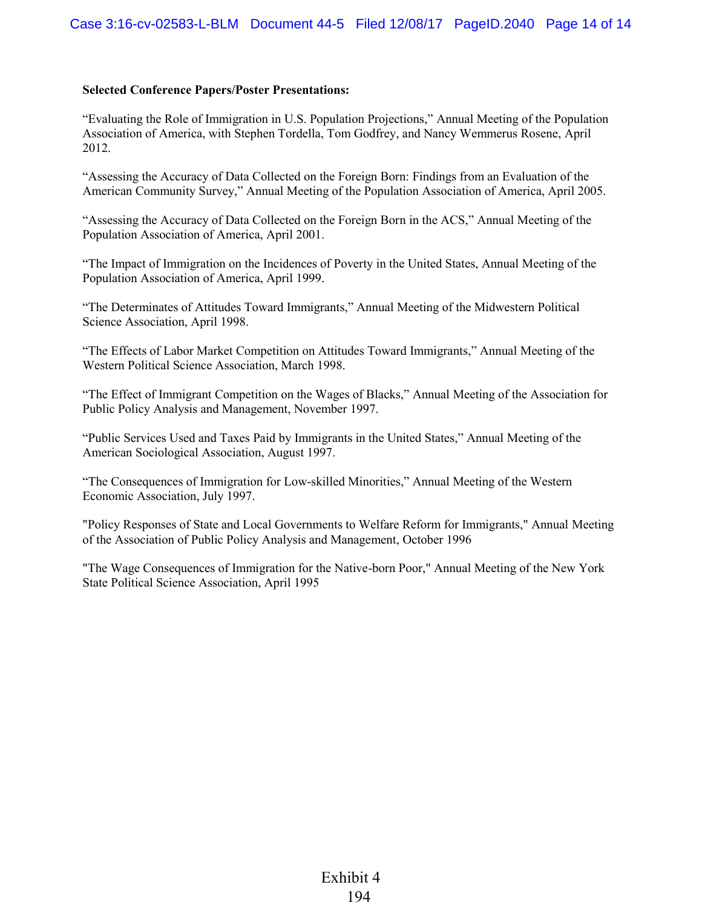**Selected Conference Papers/Poster Presentations:**

“Evaluating the Role of Immigration in U.S. Population Projections,” Annual Meeting of the Population Association of America, with Stephen Tordella, Tom Godfrey, and Nancy Wemmerus Rosene, April 2012.

“Assessing the Accuracy of Data Collected on the Foreign Born: Findings from an Evaluation of the American Community Survey,” Annual Meeting of the Population Association of America, April 2005.

“Assessing the Accuracy of Data Collected on the Foreign Born in the ACS,” Annual Meeting of the Population Association of America, April 2001.

“The Impact of Immigration on the Incidences of Poverty in the United States, Annual Meeting of the Population Association of America, April 1999.

“The Determinates of Attitudes Toward Immigrants,” Annual Meeting of the Midwestern Political Science Association, April 1998.

“The Effects of Labor Market Competition on Attitudes Toward Immigrants,” Annual Meeting of the Western Political Science Association, March 1998.

“The Effect of Immigrant Competition on the Wages of Blacks,” Annual Meeting of the Association for Public Policy Analysis and Management, November 1997.

“Public Services Used and Taxes Paid by Immigrants in the United States,” Annual Meeting of the American Sociological Association, August 1997.

“The Consequences of Immigration for Low-skilled Minorities,” Annual Meeting of the Western Economic Association, July 1997.

"Policy Responses of State and Local Governments to Welfare Reform for Immigrants," Annual Meeting of the Association of Public Policy Analysis and Management, October 1996

"The Wage Consequences of Immigration for the Native-born Poor," Annual Meeting of the New York State Political Science Association, April 1995

Exhibit 4
194